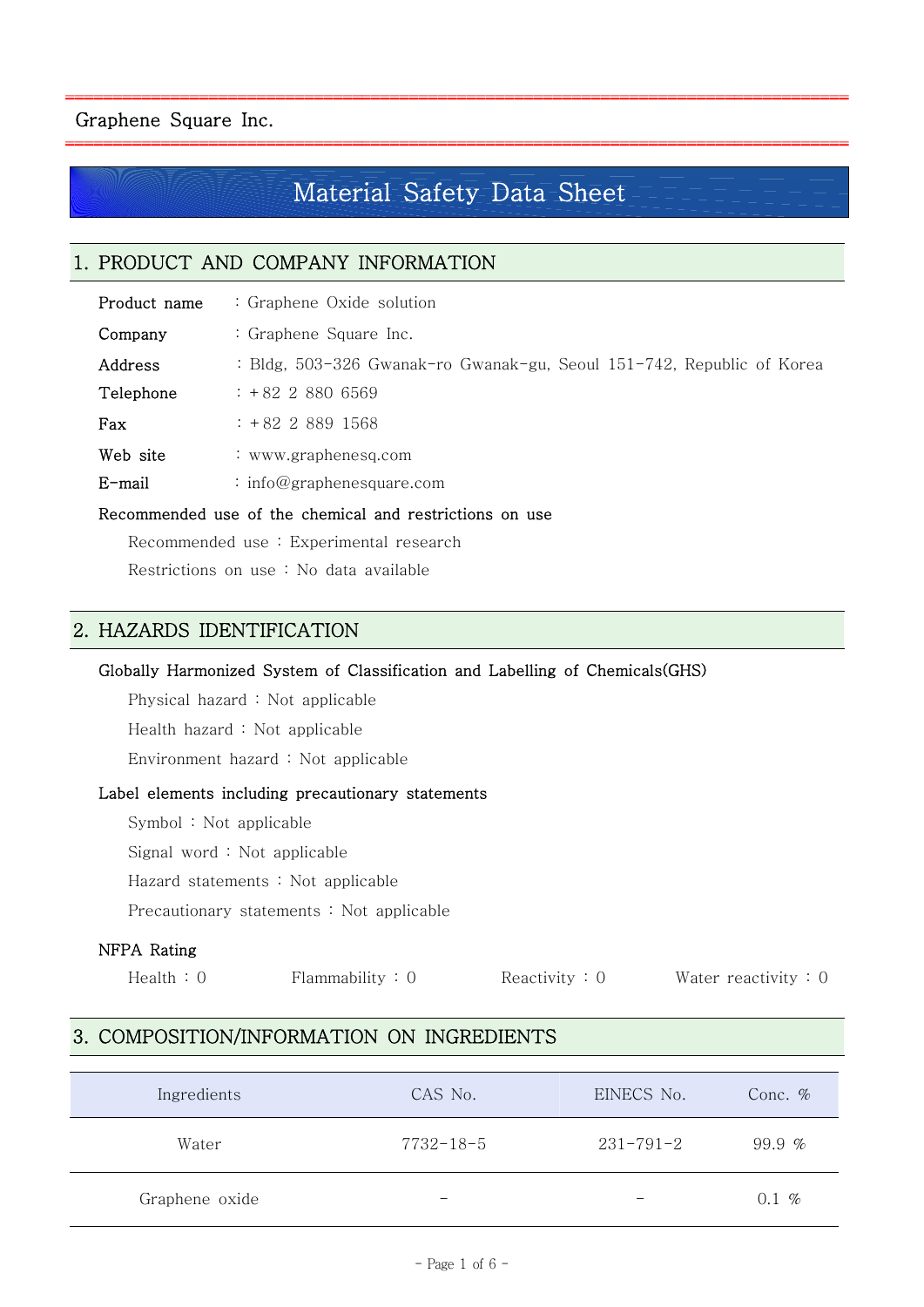Graphene Square Inc.

# Material Safety Data Sheet

## 1. PRODUCT AND COMPANY INFORMATION

**Product name** : Graphene Oxide solution

**Company** : Graphene Square Inc.

**Address** : Bldg, 503-326 Gwanak-ro Gwanak-gu, Seoul 151-742, Republic of Korea

**Telephone** : +82 2 880 6569

**Fax** : +82 2 889 1568

**Web site** : www.graphenesq.com

**E-mail** : info@graphenesquare.com

**Recommended use of the chemical and restrictions on use**

Recommended use : Experimental research

Restrictions on use : No data available

## 2. HAZARDS IDENTIFICATION

**Globally Harmonized System of Classification and Labelling of Chemicals(GHS)**

Physical hazard : Not applicable

Health hazard : Not applicable

Environment hazard : Not applicable

**Label elements including precautionary statements**

Symbol : Not applicable

Signal word : Not applicable

Hazard statements : Not applicable

Precautionary statements : Not applicable

**NFPA Rating**

Health : 0 Flammability : 0 Reactivity : 0 Water reactivity : 0

## 3. COMPOSITION/INFORMATION ON INGREDIENTS

| Ingredients | CAS No. | EINECS No. | Conc. % |
|---|---|---|---|
| Water | 7732-18-5 | 231-791-2 | 99.9 % |
| Graphene oxide | - | - | 0.1 % |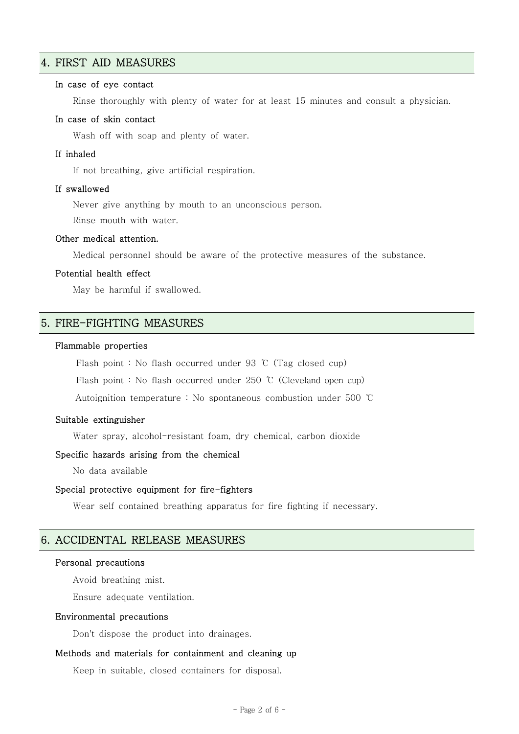## 4. FIRST AID MEASURES

### In case of eye contact

Rinse thoroughly with plenty of water for at least 15 minutes and consult a physician.

### In case of skin contact

Wash off with soap and plenty of water.

### If inhaled

If not breathing, give artificial respiration.

### If swallowed

Never give anything by mouth to an unconscious person.

Rinse mouth with water.

### Other medical attention.

Medical personnel should be aware of the protective measures of the substance.

### Potential health effect

May be harmful if swallowed.

## 5. FIRE-FIGHTING MEASURES

### Flammable properties

Flash point : No flash occurred under 93 ℃ (Tag closed cup)

Flash point : No flash occurred under 250 ℃ (Cleveland open cup)

Autoignition temperature : No spontaneous combustion under 500 ℃

### Suitable extinguisher

Water spray, alcohol-resistant foam, dry chemical, carbon dioxide

### Specific hazards arising from the chemical

No data available

### Special protective equipment for fire-fighters

Wear self contained breathing apparatus for fire fighting if necessary.

## 6. ACCIDENTAL RELEASE MEASURES

### Personal precautions

Avoid breathing mist.

Ensure adequate ventilation.

### Environmental precautions

Don't dispose the product into drainages.

### Methods and materials for containment and cleaning up

Keep in suitable, closed containers for disposal.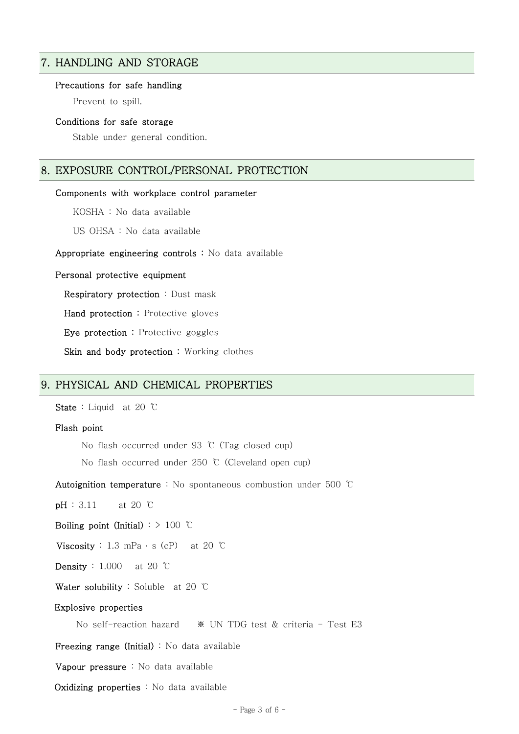## 7. HANDLING AND STORAGE

**Precautions for safe handling**

Prevent to spill.

**Conditions for safe storage**

Stable under general condition.

## 8. EXPOSURE CONTROL/PERSONAL PROTECTION

**Components with workplace control parameter**

KOSHA : No data available

US OHSA : No data available

**Appropriate engineering controls :** No data available

**Personal protective equipment**

**Respiratory protection** : Dust mask

**Hand protection :** Protective gloves

**Eye protection :** Protective goggles

**Skin and body protection :** Working clothes

## 9. PHYSICAL AND CHEMICAL PROPERTIES

**State** : Liquid at 20 ℃

**Flash point**

No flash occurred under 93 ℃ (Tag closed cup)

No flash occurred under 250 ℃ (Cleveland open cup)

**Autoignition temperature** : No spontaneous combustion under 500 ℃

**pH** : 3.11 at 20 ℃

**Boiling point (Initial)** : > 100 ℃

**Viscosity** : 1.3 mPa · s (cP) at 20 ℃

**Density** : 1.000 at 20 ℃

**Water solubility** : Soluble at 20 ℃

**Explosive properties**

No self-reaction hazard ※ UN TDG test & criteria - Test E3

**Freezing range (Initial)** : No data available

**Vapour pressure** : No data available

**Oxidizing properties** : No data available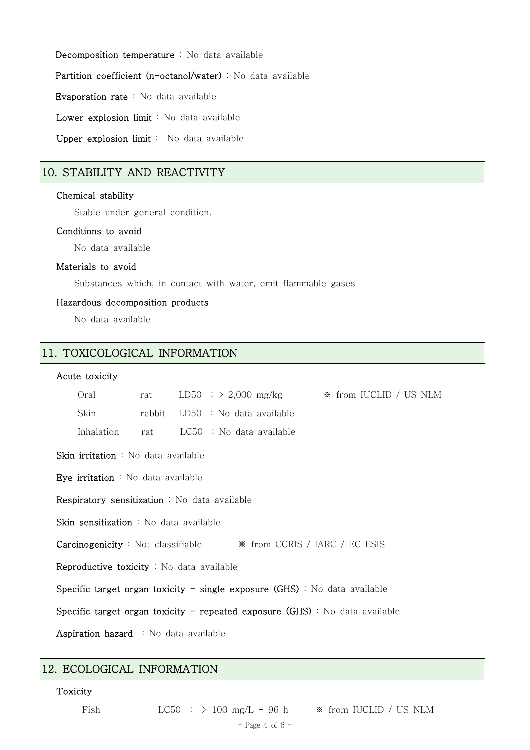**Decomposition temperature** : No data available

**Partition coefficient (n-octanol/water)** : No data available

**Evaporation rate** : No data available

**Lower explosion limit** : No data available

**Upper explosion limit** : No data available

## 10. STABILITY AND REACTIVITY

**Chemical stability**

Stable under general condition.

**Conditions to avoid**

No data available

**Materials to avoid**

Substances which, in contact with water, emit flammable gases

**Hazardous decomposition products**

No data available

## 11. TOXICOLOGICAL INFORMATION

**Acute toxicity**

| | | | | |
|---|---|---|---|---|
| Oral | rat | LD50 | : > 2,000 mg/kg | ※ from IUCLID / US NLM |
| Skin | rabbit | LD50 | : No data available | |
| Inhalation | rat | LC50 | : No data available | |

**Skin irritation** : No data available

**Eye irritation** : No data available

**Respiratory sensitization** : No data available

**Skin sensitization** : No data available

**Carcinogenicity** : Not classifiable ※ from CCRIS / IARC / EC ESIS

**Reproductive toxicity** : No data available

**Specific target organ toxicity - single exposure (GHS)** : No data available

**Specific target organ toxicity - repeated exposure (GHS)** : No data available

**Aspiration hazard** : No data available

## 12. ECOLOGICAL INFORMATION

**Toxicity**

| | | | |
|---|---|---|---|
| Fish | LC50 | : > 100 mg/L - 96 h | ※ from IUCLID / US NLM |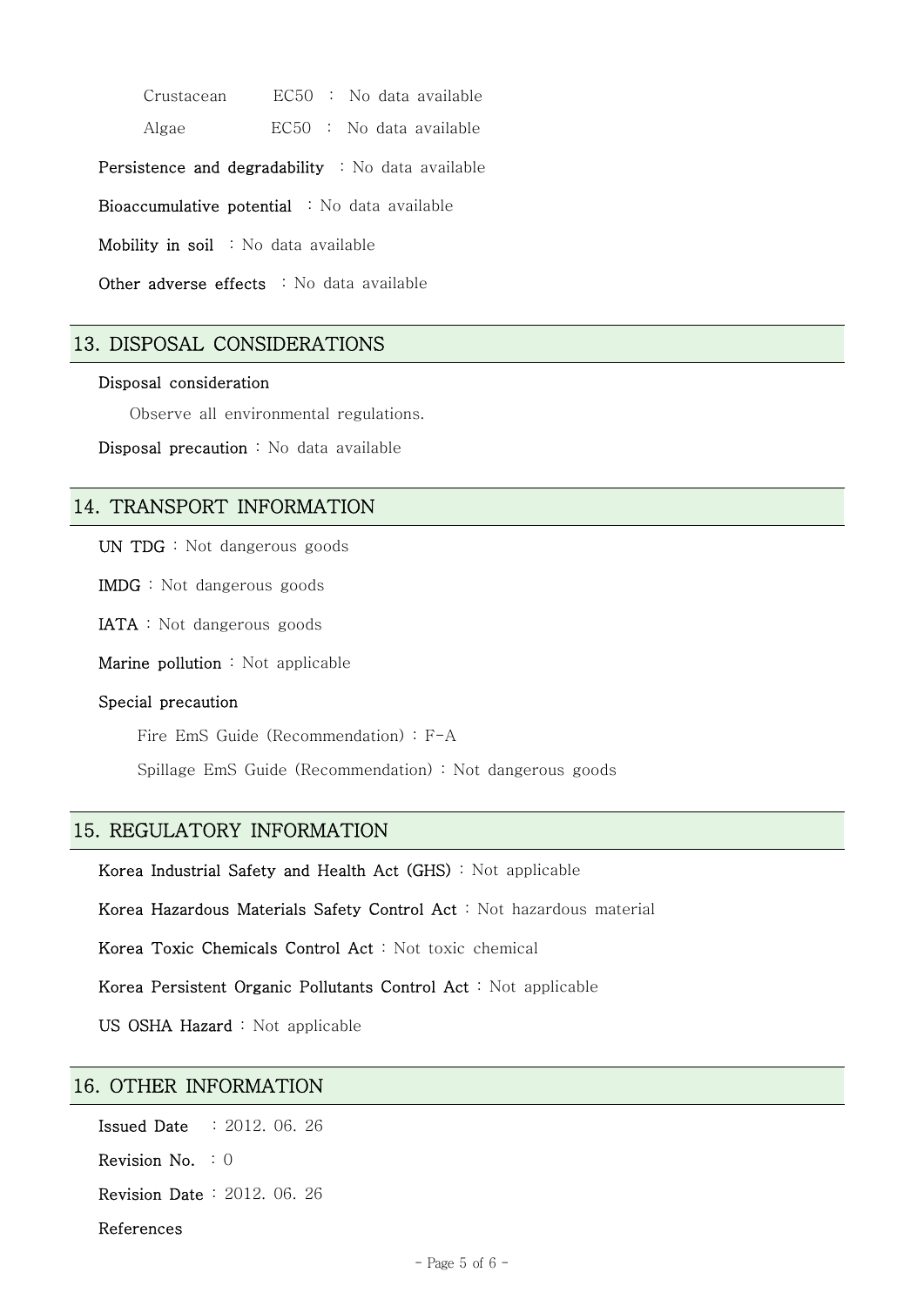Crustacean EC50 : No data available

Algae EC50 : No data available

**Persistence and degradability** : No data available

**Bioaccumulative potential** : No data available

**Mobility in soil** : No data available

**Other adverse effects** : No data available

## 13. DISPOSAL CONSIDERATIONS

**Disposal consideration**

Observe all environmental regulations.

**Disposal precaution** : No data available

## 14. TRANSPORT INFORMATION

**UN TDG** : Not dangerous goods

**IMDG** : Not dangerous goods

**IATA** : Not dangerous goods

**Marine pollution** : Not applicable

**Special precaution**

Fire EmS Guide (Recommendation) : F-A

Spillage EmS Guide (Recommendation) : Not dangerous goods

## 15. REGULATORY INFORMATION

**Korea Industrial Safety and Health Act (GHS)** : Not applicable

**Korea Hazardous Materials Safety Control Act** : Not hazardous material

**Korea Toxic Chemicals Control Act** : Not toxic chemical

**Korea Persistent Organic Pollutants Control Act** : Not applicable

**US OSHA Hazard** : Not applicable

## 16. OTHER INFORMATION

**Issued Date** : 2012. 06. 26

**Revision No.** : 0

**Revision Date** : 2012. 06. 26

**References**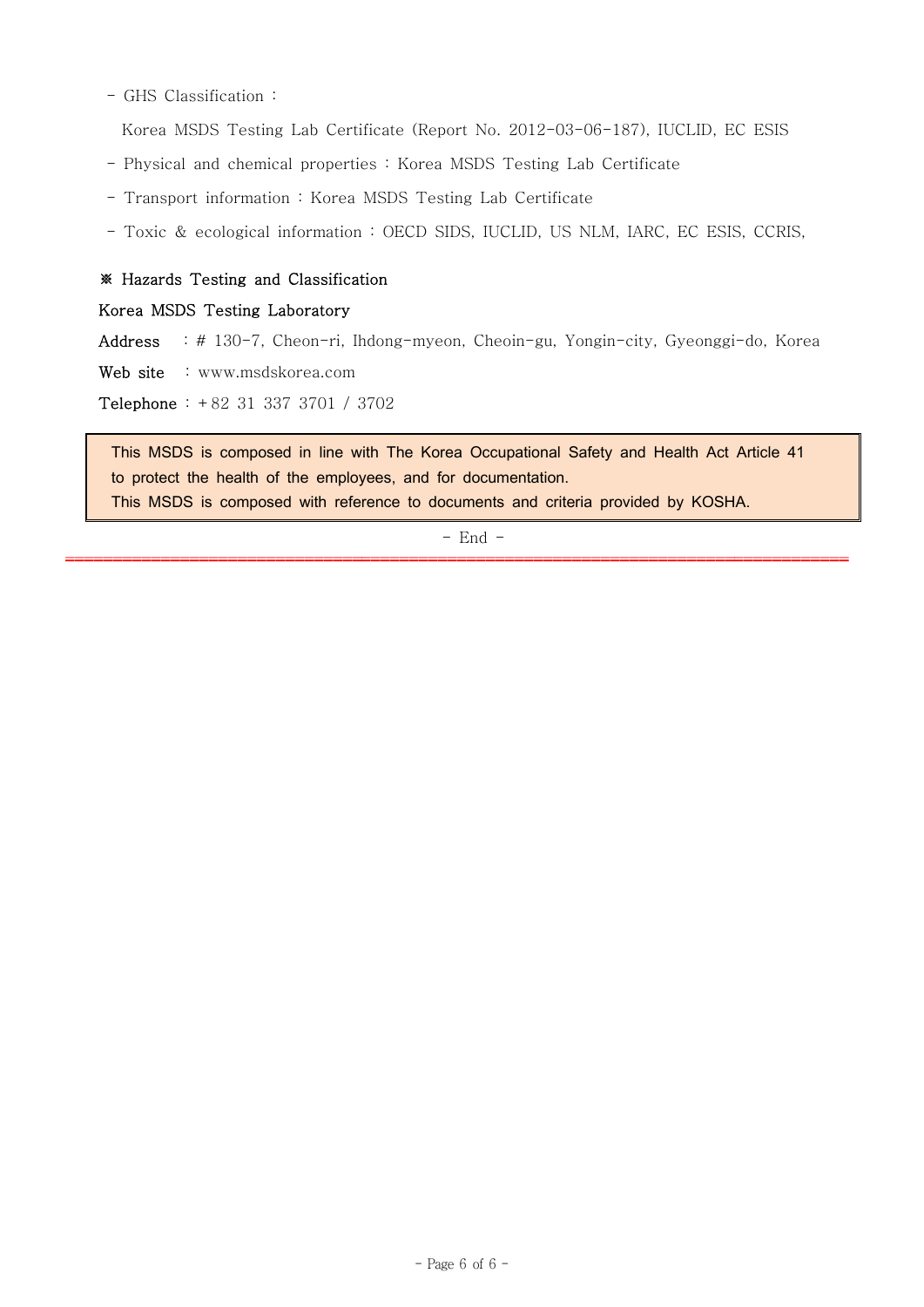- GHS Classification :

  Korea MSDS Testing Lab Certificate (Report No. 2012-03-06-187), IUCLID, EC ESIS

- Physical and chemical properties : Korea MSDS Testing Lab Certificate
- Transport information : Korea MSDS Testing Lab Certificate
- Toxic & ecological information : OECD SIDS, IUCLID, US NLM, IARC, EC ESIS, CCRIS,

**※ Hazards Testing and Classification**

**Korea MSDS Testing Laboratory**

**Address** : # 130-7, Cheon-ri, Ihdong-myeon, Cheoin-gu, Yongin-city, Gyeonggi-do, Korea

**Web site** : www.msdskorea.com

**Telephone** : +82 31 337 3701 / 3702

This MSDS is composed in line with The Korea Occupational Safety and Health Act Article 41 to protect the health of the employees, and for documentation.
This MSDS is composed with reference to documents and criteria provided by KOSHA.

- End -